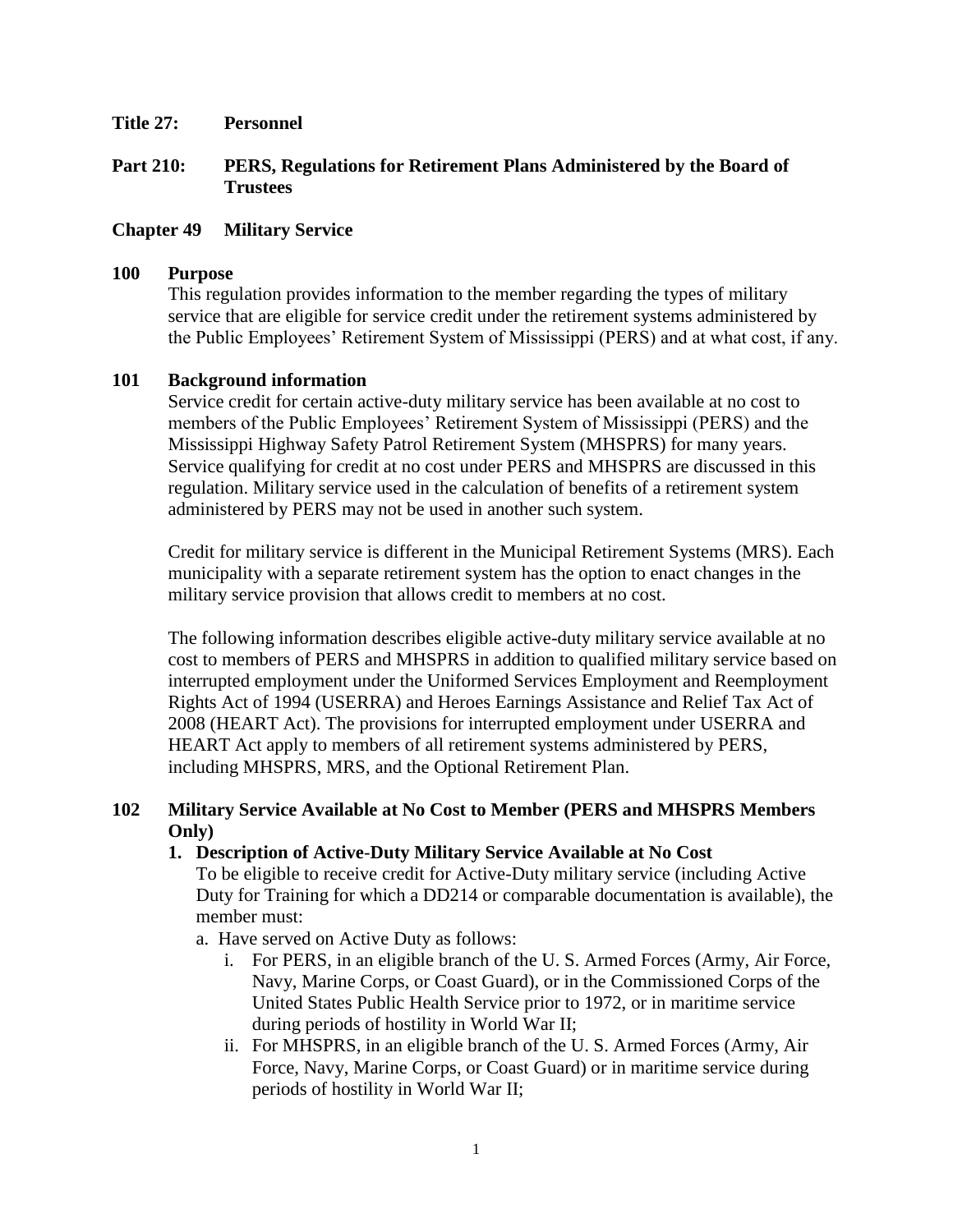**Title 27: Personnel**

**Part 210: PERS, Regulations for Retirement Plans Administered by the Board of Trustees**

**Chapter 49 Military Service**

## 100 Purpose

This regulation provides information to the member regarding the types of military service that are eligible for service credit under the retirement systems administered by the Public Employees' Retirement System of Mississippi (PERS) and at what cost, if any.

## 101 Background information

Service credit for certain active-duty military service has been available at no cost to members of the Public Employees' Retirement System of Mississippi (PERS) and the Mississippi Highway Safety Patrol Retirement System (MHSPRS) for many years. Service qualifying for credit at no cost under PERS and MHSPRS are discussed in this regulation. Military service used in the calculation of benefits of a retirement system administered by PERS may not be used in another such system.

Credit for military service is different in the Municipal Retirement Systems (MRS). Each municipality with a separate retirement system has the option to enact changes in the military service provision that allows credit to members at no cost.

The following information describes eligible active-duty military service available at no cost to members of PERS and MHSPRS in addition to qualified military service based on interrupted employment under the Uniformed Services Employment and Reemployment Rights Act of 1994 (USERRA) and Heroes Earnings Assistance and Relief Tax Act of 2008 (HEART Act). The provisions for interrupted employment under USERRA and HEART Act apply to members of all retirement systems administered by PERS, including MHSPRS, MRS, and the Optional Retirement Plan.

## 102 Military Service Available at No Cost to Member (PERS and MHSPRS Members Only)

**1. Description of Active-Duty Military Service Available at No Cost**

To be eligible to receive credit for Active-Duty military service (including Active Duty for Training for which a DD214 or comparable documentation is available), the member must:

a. Have served on Active Duty as follows:

   i. For PERS, in an eligible branch of the U. S. Armed Forces (Army, Air Force, Navy, Marine Corps, or Coast Guard), or in the Commissioned Corps of the United States Public Health Service prior to 1972, or in maritime service during periods of hostility in World War II;

   ii. For MHSPRS, in an eligible branch of the U. S. Armed Forces (Army, Air Force, Navy, Marine Corps, or Coast Guard) or in maritime service during periods of hostility in World War II;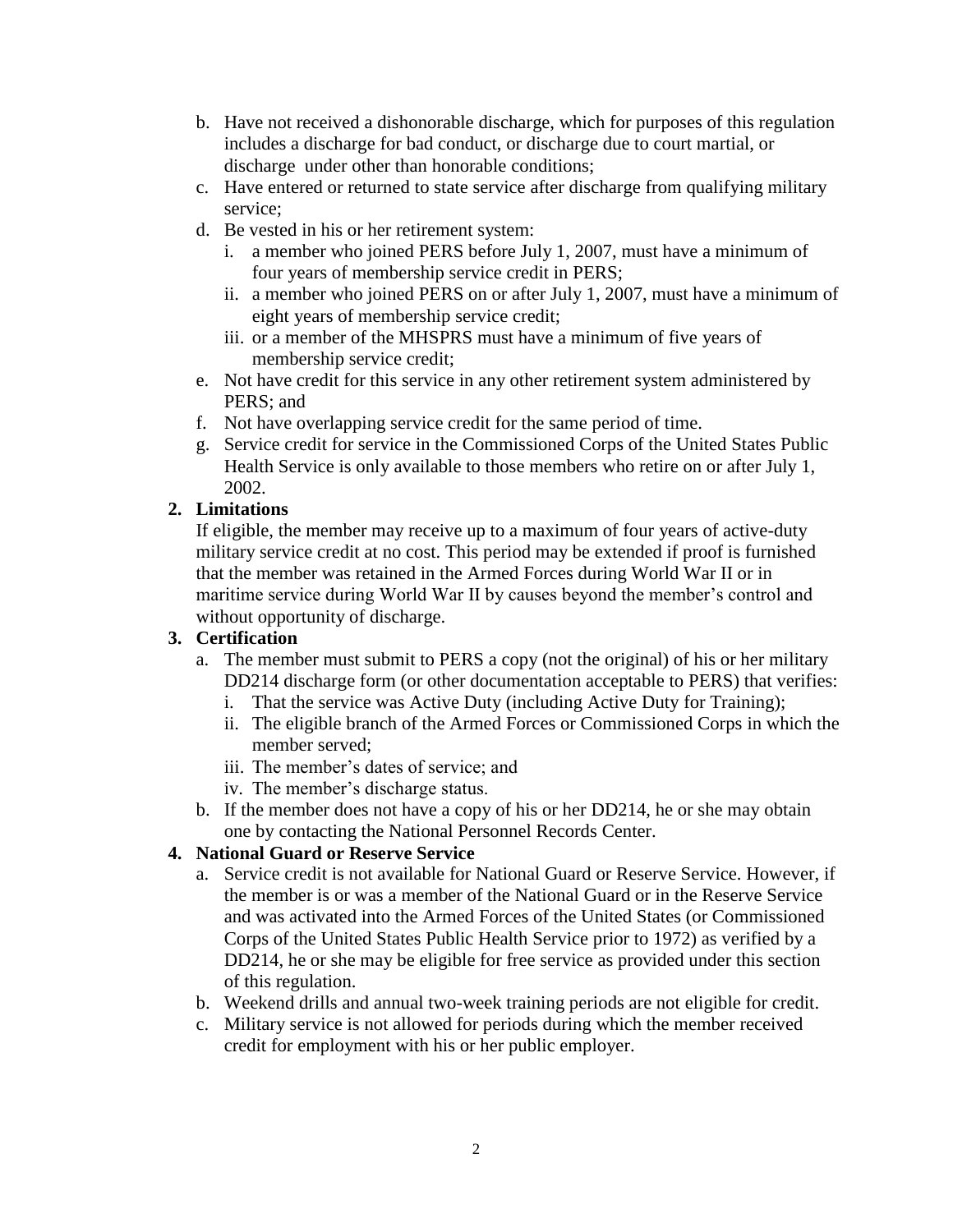b. Have not received a dishonorable discharge, which for purposes of this regulation includes a discharge for bad conduct, or discharge due to court martial, or discharge under other than honorable conditions;
c. Have entered or returned to state service after discharge from qualifying military service;
d. Be vested in his or her retirement system:
    i. a member who joined PERS before July 1, 2007, must have a minimum of four years of membership service credit in PERS;
    ii. a member who joined PERS on or after July 1, 2007, must have a minimum of eight years of membership service credit;
    iii. or a member of the MHSPRS must have a minimum of five years of membership service credit;
e. Not have credit for this service in any other retirement system administered by PERS; and
f. Not have overlapping service credit for the same period of time.
g. Service credit for service in the Commissioned Corps of the United States Public Health Service is only available to those members who retire on or after July 1, 2002.

**2. Limitations**

If eligible, the member may receive up to a maximum of four years of active-duty military service credit at no cost. This period may be extended if proof is furnished that the member was retained in the Armed Forces during World War II or in maritime service during World War II by causes beyond the member's control and without opportunity of discharge.

**3. Certification**

a. The member must submit to PERS a copy (not the original) of his or her military DD214 discharge form (or other documentation acceptable to PERS) that verifies:
    i. That the service was Active Duty (including Active Duty for Training);
    ii. The eligible branch of the Armed Forces or Commissioned Corps in which the member served;
    iii. The member's dates of service; and
    iv. The member's discharge status.
b. If the member does not have a copy of his or her DD214, he or she may obtain one by contacting the National Personnel Records Center.

**4. National Guard or Reserve Service**

a. Service credit is not available for National Guard or Reserve Service. However, if the member is or was a member of the National Guard or in the Reserve Service and was activated into the Armed Forces of the United States (or Commissioned Corps of the United States Public Health Service prior to 1972) as verified by a DD214, he or she may be eligible for free service as provided under this section of this regulation.
b. Weekend drills and annual two-week training periods are not eligible for credit.
c. Military service is not allowed for periods during which the member received credit for employment with his or her public employer.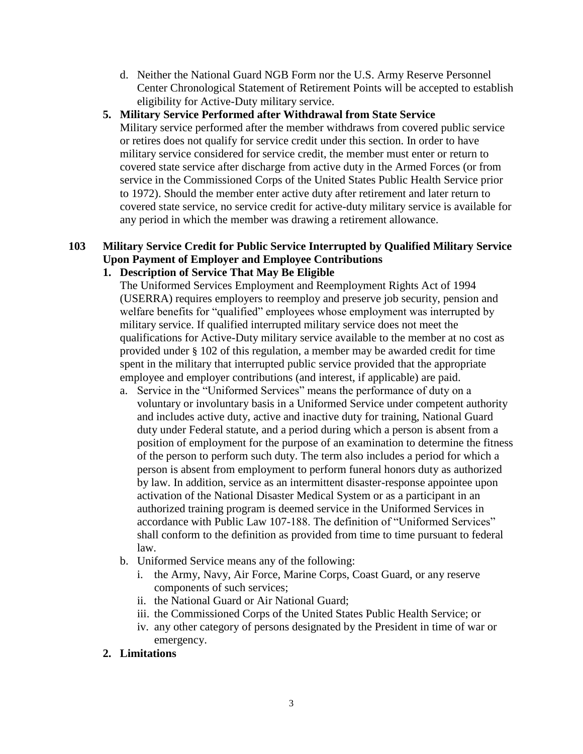d. Neither the National Guard NGB Form nor the U.S. Army Reserve Personnel Center Chronological Statement of Retirement Points will be accepted to establish eligibility for Active-Duty military service.

**5. Military Service Performed after Withdrawal from State Service**

Military service performed after the member withdraws from covered public service or retires does not qualify for service credit under this section. In order to have military service considered for service credit, the member must enter or return to covered state service after discharge from active duty in the Armed Forces (or from service in the Commissioned Corps of the United States Public Health Service prior to 1972). Should the member enter active duty after retirement and later return to covered state service, no service credit for active-duty military service is available for any period in which the member was drawing a retirement allowance.

## 103 Military Service Credit for Public Service Interrupted by Qualified Military Service Upon Payment of Employer and Employee Contributions

**1. Description of Service That May Be Eligible**

The Uniformed Services Employment and Reemployment Rights Act of 1994 (USERRA) requires employers to reemploy and preserve job security, pension and welfare benefits for "qualified" employees whose employment was interrupted by military service. If qualified interrupted military service does not meet the qualifications for Active-Duty military service available to the member at no cost as provided under § 102 of this regulation, a member may be awarded credit for time spent in the military that interrupted public service provided that the appropriate employee and employer contributions (and interest, if applicable) are paid.

a. Service in the "Uniformed Services" means the performance of duty on a voluntary or involuntary basis in a Uniformed Service under competent authority and includes active duty, active and inactive duty for training, National Guard duty under Federal statute, and a period during which a person is absent from a position of employment for the purpose of an examination to determine the fitness of the person to perform such duty. The term also includes a period for which a person is absent from employment to perform funeral honors duty as authorized by law. In addition, service as an intermittent disaster-response appointee upon activation of the National Disaster Medical System or as a participant in an authorized training program is deemed service in the Uniformed Services in accordance with Public Law 107-188. The definition of "Uniformed Services" shall conform to the definition as provided from time to time pursuant to federal law.

b. Uniformed Service means any of the following:
   i. the Army, Navy, Air Force, Marine Corps, Coast Guard, or any reserve components of such services;
   ii. the National Guard or Air National Guard;
   iii. the Commissioned Corps of the United States Public Health Service; or
   iv. any other category of persons designated by the President in time of war or emergency.

**2. Limitations**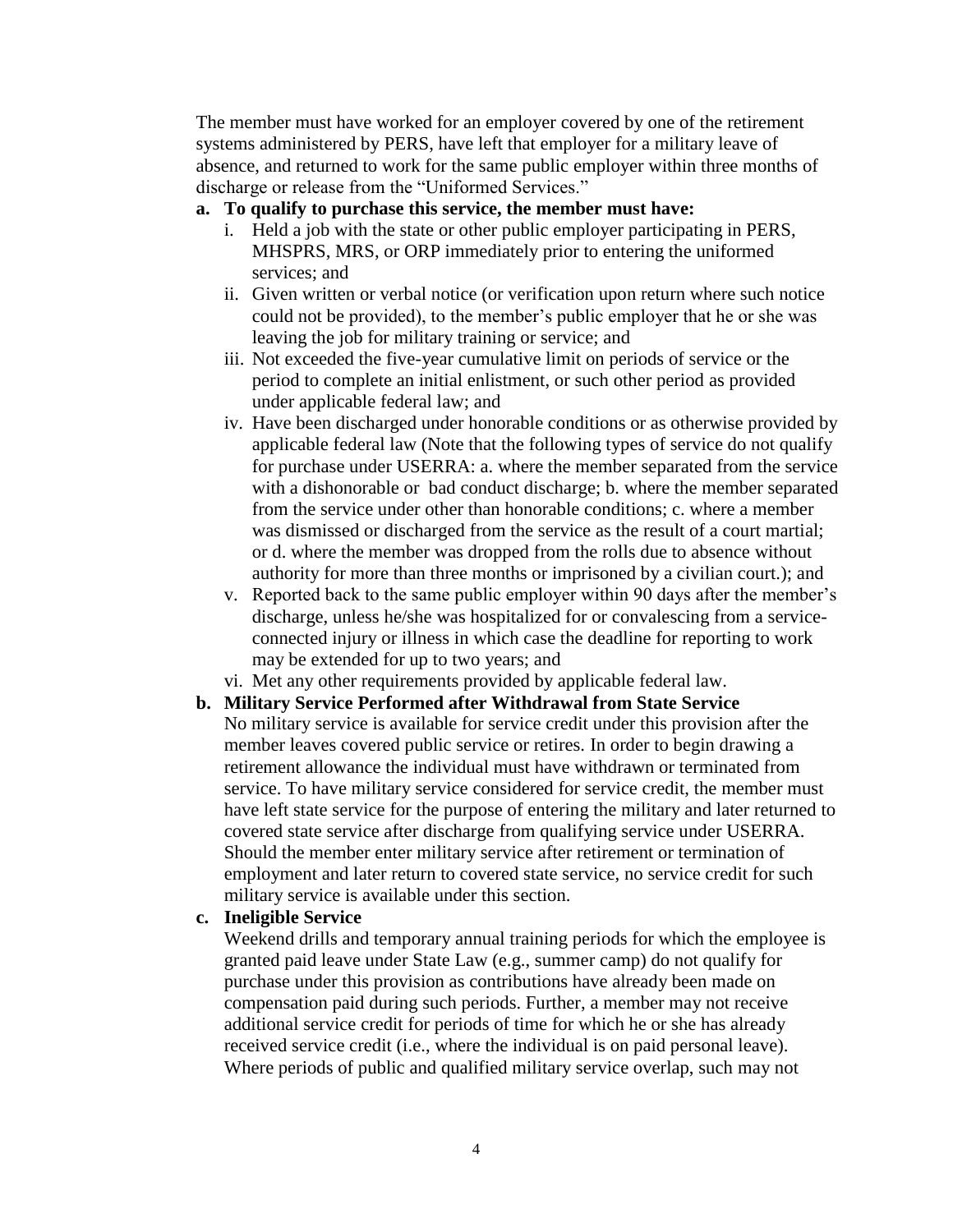The member must have worked for an employer covered by one of the retirement systems administered by PERS, have left that employer for a military leave of absence, and returned to work for the same public employer within three months of discharge or release from the "Uniformed Services."

**a. To qualify to purchase this service, the member must have:**

i. Held a job with the state or other public employer participating in PERS, MHSPRS, MRS, or ORP immediately prior to entering the uniformed services; and

ii. Given written or verbal notice (or verification upon return where such notice could not be provided), to the member's public employer that he or she was leaving the job for military training or service; and

iii. Not exceeded the five-year cumulative limit on periods of service or the period to complete an initial enlistment, or such other period as provided under applicable federal law; and

iv. Have been discharged under honorable conditions or as otherwise provided by applicable federal law (Note that the following types of service do not qualify for purchase under USERRA: a. where the member separated from the service with a dishonorable or bad conduct discharge; b. where the member separated from the service under other than honorable conditions; c. where a member was dismissed or discharged from the service as the result of a court martial; or d. where the member was dropped from the rolls due to absence without authority for more than three months or imprisoned by a civilian court.); and

v. Reported back to the same public employer within 90 days after the member's discharge, unless he/she was hospitalized for or convalescing from a service-connected injury or illness in which case the deadline for reporting to work may be extended for up to two years; and

vi. Met any other requirements provided by applicable federal law.

**b. Military Service Performed after Withdrawal from State Service**

No military service is available for service credit under this provision after the member leaves covered public service or retires. In order to begin drawing a retirement allowance the individual must have withdrawn or terminated from service. To have military service considered for service credit, the member must have left state service for the purpose of entering the military and later returned to covered state service after discharge from qualifying service under USERRA. Should the member enter military service after retirement or termination of employment and later return to covered state service, no service credit for such military service is available under this section.

**c. Ineligible Service**

Weekend drills and temporary annual training periods for which the employee is granted paid leave under State Law (e.g., summer camp) do not qualify for purchase under this provision as contributions have already been made on compensation paid during such periods. Further, a member may not receive additional service credit for periods of time for which he or she has already received service credit (i.e., where the individual is on paid personal leave). Where periods of public and qualified military service overlap, such may not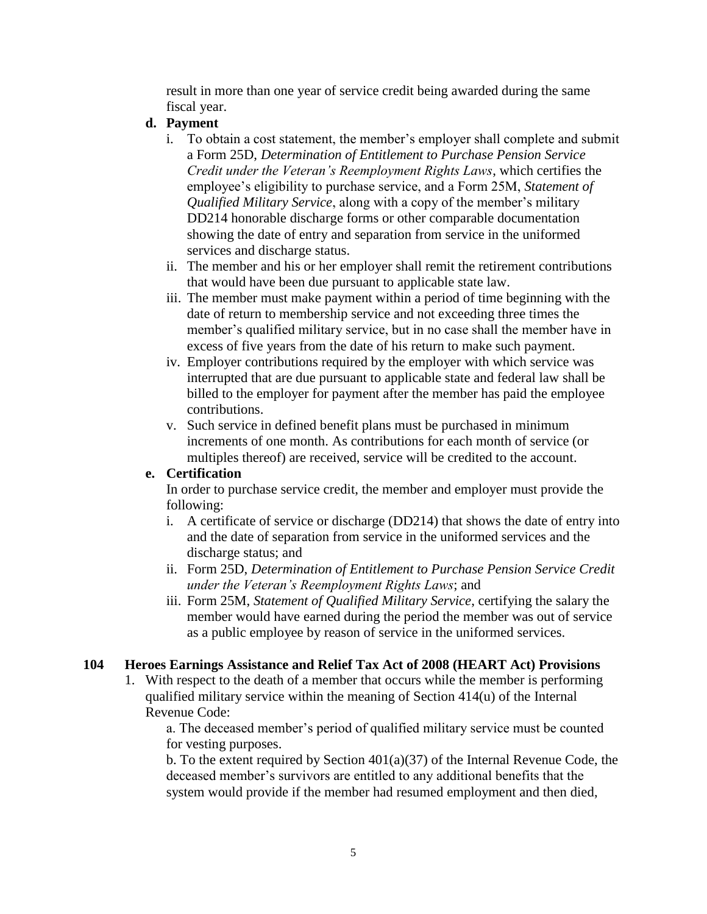result in more than one year of service credit being awarded during the same fiscal year.

**d. Payment**

i. To obtain a cost statement, the member's employer shall complete and submit a Form 25D, *Determination of Entitlement to Purchase Pension Service Credit under the Veteran's Reemployment Rights Laws*, which certifies the employee's eligibility to purchase service, and a Form 25M, *Statement of Qualified Military Service*, along with a copy of the member's military DD214 honorable discharge forms or other comparable documentation showing the date of entry and separation from service in the uniformed services and discharge status.

ii. The member and his or her employer shall remit the retirement contributions that would have been due pursuant to applicable state law.

iii. The member must make payment within a period of time beginning with the date of return to membership service and not exceeding three times the member's qualified military service, but in no case shall the member have in excess of five years from the date of his return to make such payment.

iv. Employer contributions required by the employer with which service was interrupted that are due pursuant to applicable state and federal law shall be billed to the employer for payment after the member has paid the employee contributions.

v. Such service in defined benefit plans must be purchased in minimum increments of one month. As contributions for each month of service (or multiples thereof) are received, service will be credited to the account.

**e. Certification**

In order to purchase service credit, the member and employer must provide the following:

i. A certificate of service or discharge (DD214) that shows the date of entry into and the date of separation from service in the uniformed services and the discharge status; and

ii. Form 25D, *Determination of Entitlement to Purchase Pension Service Credit under the Veteran's Reemployment Rights Laws*; and

iii. Form 25M, *Statement of Qualified Military Service*, certifying the salary the member would have earned during the period the member was out of service as a public employee by reason of service in the uniformed services.

## 104 Heroes Earnings Assistance and Relief Tax Act of 2008 (HEART Act) Provisions

1. With respect to the death of a member that occurs while the member is performing qualified military service within the meaning of Section 414(u) of the Internal Revenue Code:

   a. The deceased member's period of qualified military service must be counted for vesting purposes.

   b. To the extent required by Section 401(a)(37) of the Internal Revenue Code, the deceased member's survivors are entitled to any additional benefits that the system would provide if the member had resumed employment and then died,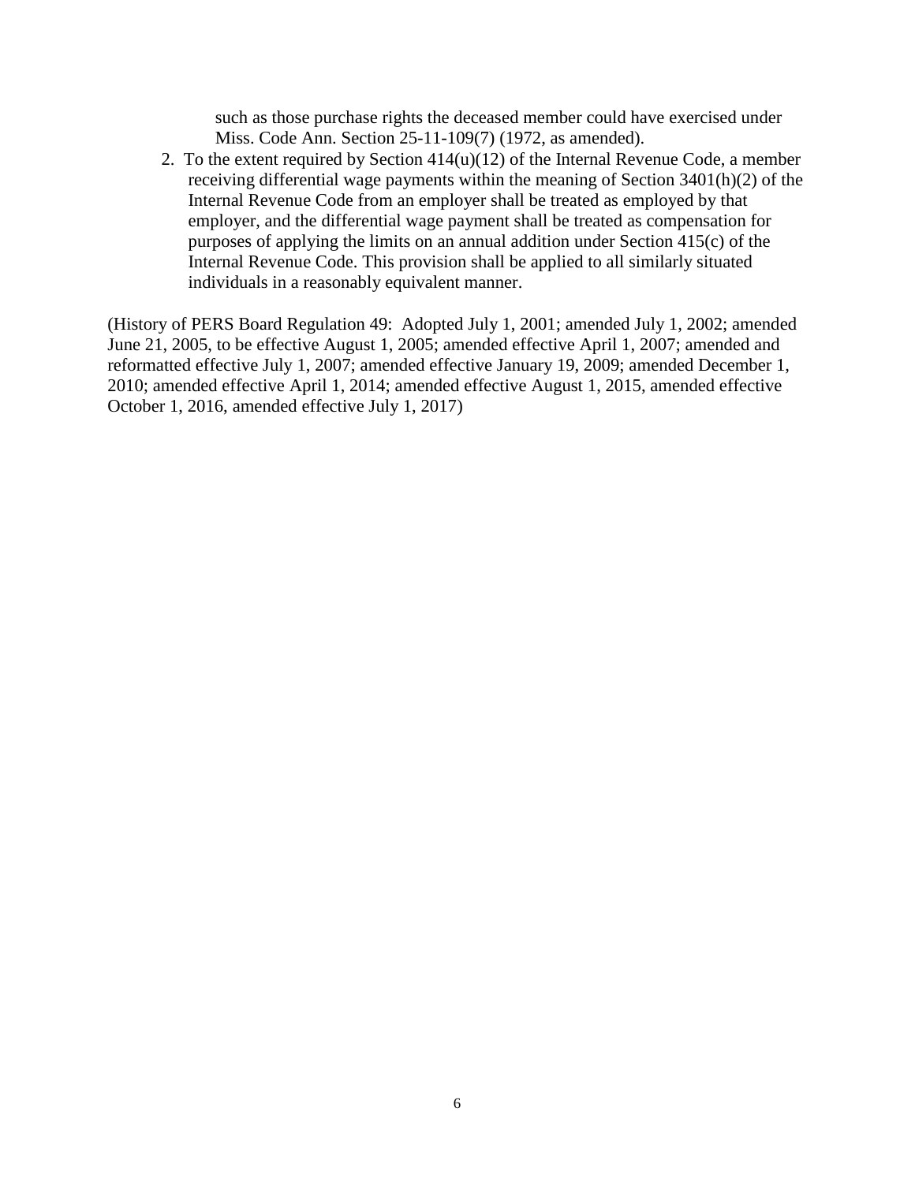such as those purchase rights the deceased member could have exercised under Miss. Code Ann. Section 25-11-109(7) (1972, as amended).

2. To the extent required by Section 414(u)(12) of the Internal Revenue Code, a member receiving differential wage payments within the meaning of Section 3401(h)(2) of the Internal Revenue Code from an employer shall be treated as employed by that employer, and the differential wage payment shall be treated as compensation for purposes of applying the limits on an annual addition under Section 415(c) of the Internal Revenue Code. This provision shall be applied to all similarly situated individuals in a reasonably equivalent manner.

(History of PERS Board Regulation 49: Adopted July 1, 2001; amended July 1, 2002; amended June 21, 2005, to be effective August 1, 2005; amended effective April 1, 2007; amended and reformatted effective July 1, 2007; amended effective January 19, 2009; amended December 1, 2010; amended effective April 1, 2014; amended effective August 1, 2015, amended effective October 1, 2016, amended effective July 1, 2017)